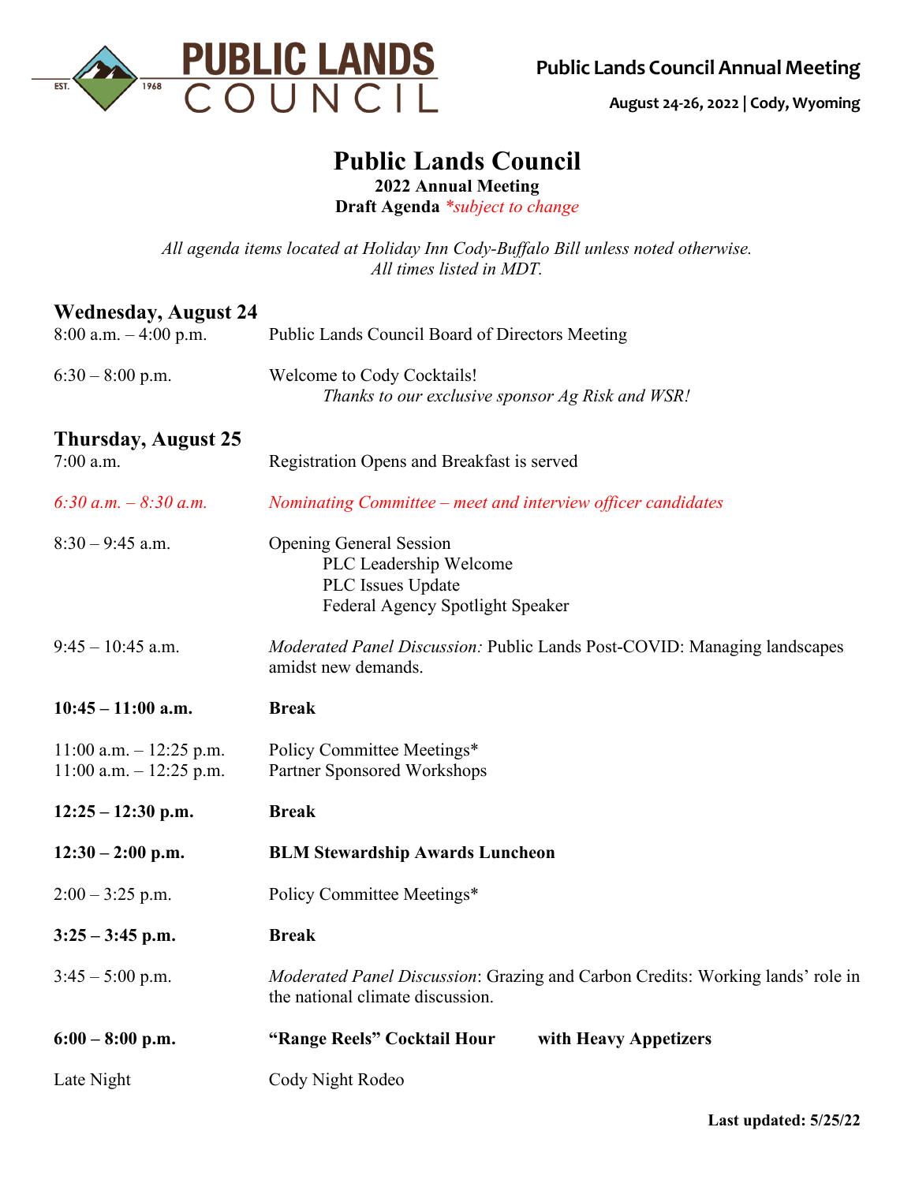**PUBLIC LANDS COUNCIL**

EST. 1968

**Public Lands Council Annual Meeting**

**August 24-26, 2022 | Cody, Wyoming**

# Public Lands Council

**2022 Annual Meeting**

**Draft Agenda** *\*subject to change*

*All agenda items located at Holiday Inn Cody-Buffalo Bill unless noted otherwise.*
*All times listed in MDT.*

## Wednesday, August 24

| | |
|---|---|
| 8:00 a.m. – 4:00 p.m. | Public Lands Council Board of Directors Meeting |
| 6:30 – 8:00 p.m. | Welcome to Cody Cocktails!<br>*Thanks to our exclusive sponsor Ag Risk and WSR!* |

## Thursday, August 25

| | |
|---|---|
| 7:00 a.m. | Registration Opens and Breakfast is served |
| *6:30 a.m. – 8:30 a.m.* | *Nominating Committee – meet and interview officer candidates* |
| 8:30 – 9:45 a.m. | Opening General Session<br>PLC Leadership Welcome<br>PLC Issues Update<br>Federal Agency Spotlight Speaker |
| 9:45 – 10:45 a.m. | *Moderated Panel Discussion:* Public Lands Post-COVID: Managing landscapes amidst new demands. |
| **10:45 – 11:00 a.m.** | **Break** |
| 11:00 a.m. – 12:25 p.m.<br>11:00 a.m. – 12:25 p.m. | Policy Committee Meetings*<br>Partner Sponsored Workshops |
| **12:25 – 12:30 p.m.** | **Break** |
| **12:30 – 2:00 p.m.** | **BLM Stewardship Awards Luncheon** |
| 2:00 – 3:25 p.m. | Policy Committee Meetings* |
| **3:25 – 3:45 p.m.** | **Break** |
| 3:45 – 5:00 p.m. | *Moderated Panel Discussion*: Grazing and Carbon Credits: Working lands' role in the national climate discussion. |
| **6:00 – 8:00 p.m.** | **"Range Reels" Cocktail Hour with Heavy Appetizers** |
| Late Night | Cody Night Rodeo |

**Last updated: 5/25/22**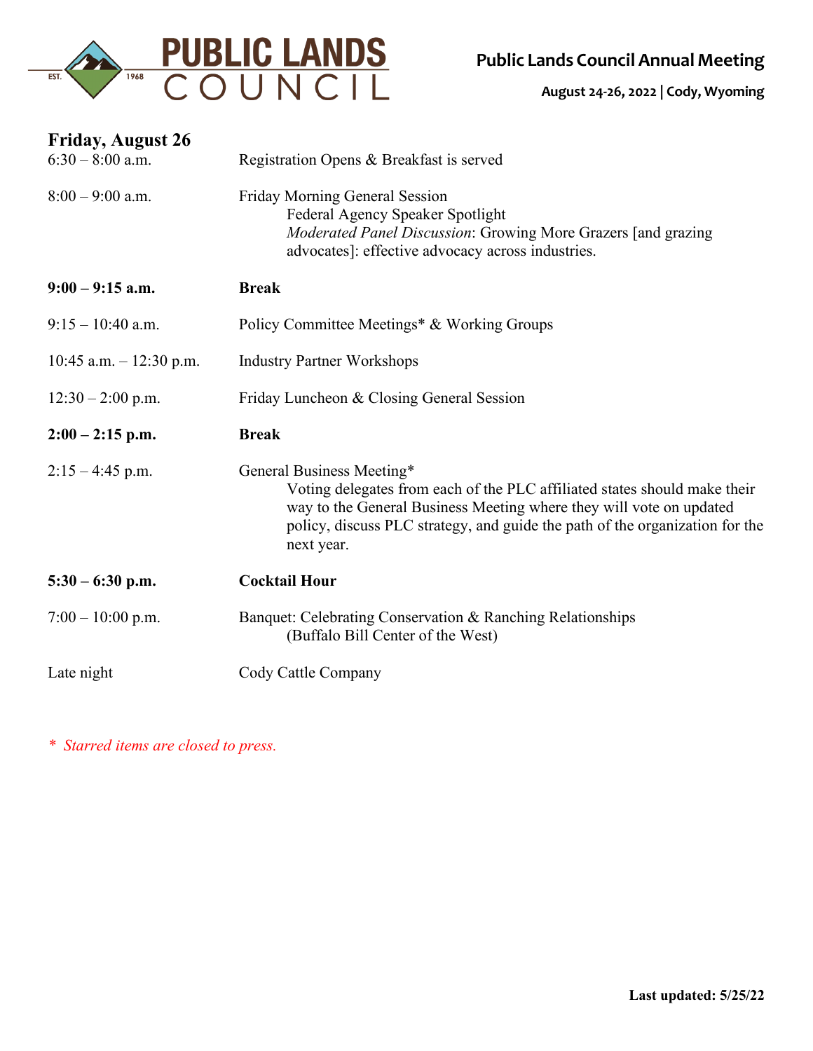**Public Lands Council Annual Meeting**

**August 24-26, 2022 | Cody, Wyoming**

## Friday, August 26

| | |
|---|---|
| 6:30 – 8:00 a.m. | Registration Opens & Breakfast is served |
| 8:00 – 9:00 a.m. | Friday Morning General Session<br>Federal Agency Speaker Spotlight<br>*Moderated Panel Discussion*: Growing More Grazers [and grazing advocates]: effective advocacy across industries. |
| **9:00 – 9:15 a.m.** | **Break** |
| 9:15 – 10:40 a.m. | Policy Committee Meetings* & Working Groups |
| 10:45 a.m. – 12:30 p.m. | Industry Partner Workshops |
| 12:30 – 2:00 p.m. | Friday Luncheon & Closing General Session |
| **2:00 – 2:15 p.m.** | **Break** |
| 2:15 – 4:45 p.m. | General Business Meeting*<br>Voting delegates from each of the PLC affiliated states should make their way to the General Business Meeting where they will vote on updated policy, discuss PLC strategy, and guide the path of the organization for the next year. |
| **5:30 – 6:30 p.m.** | **Cocktail Hour** |
| 7:00 – 10:00 p.m. | Banquet: Celebrating Conservation & Ranching Relationships<br>(Buffalo Bill Center of the West) |
| Late night | Cody Cattle Company |

*\* Starred items are closed to press.*

**Last updated: 5/25/22**